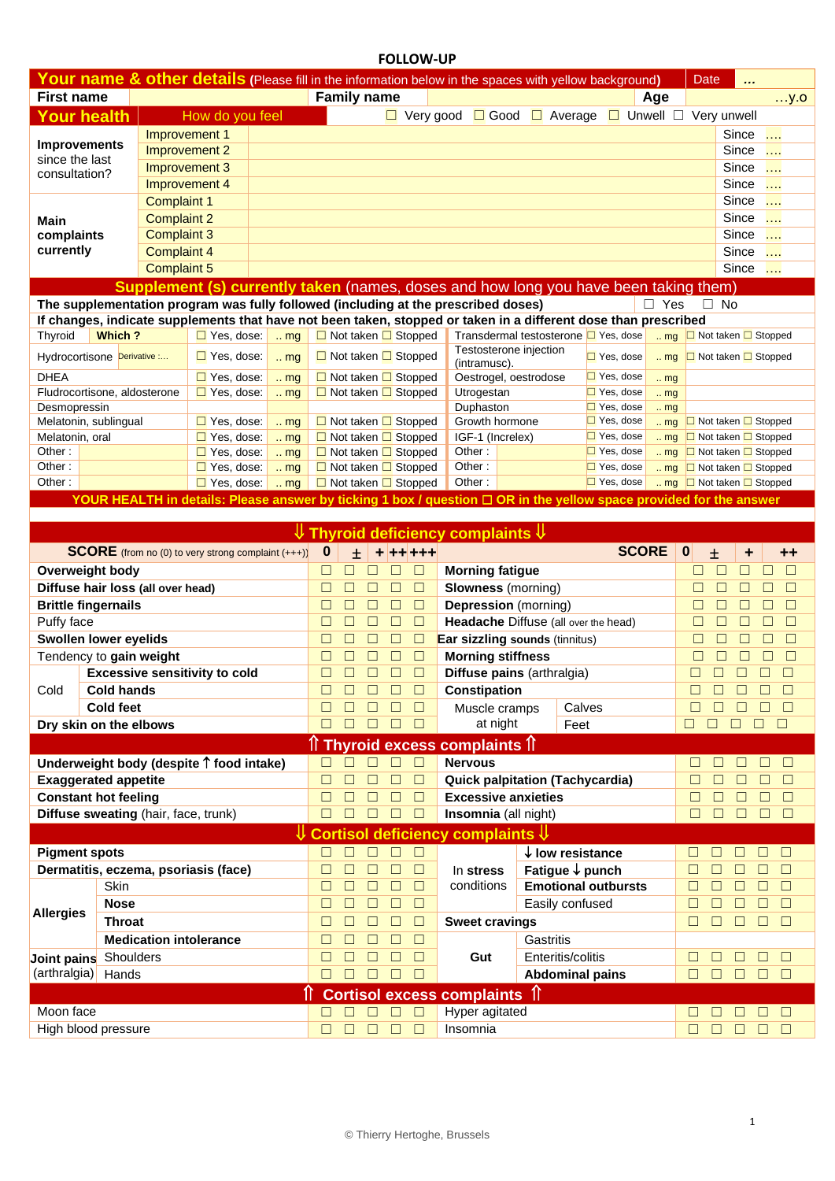# FOLLOW-UP

| **Your name & other details** (Please fill in the information below in the spaces with yellow background) | | | | Date | … |
|---|---|---|---|---|---|
| **First name** | | **Family name** | | **Age** | …y.o |

| **Your health** | How do you feel | ☐ Very good ☐ Good ☐ Average ☐ Unwell ☐ Very unwell | |
|---|---|---|---|
| **Improvements** since the last consultation? | Improvement 1 | | Since …. |
| | Improvement 2 | | Since …. |
| | Improvement 3 | | Since …. |
| | Improvement 4 | | Since …. |
| **Main complaints currently** | Complaint 1 | | Since …. |
| | Complaint 2 | | Since …. |
| | Complaint 3 | | Since …. |
| | Complaint 4 | | Since …. |
| | Complaint 5 | | Since …. |

## Supplement (s) currently taken (names, doses and how long you have been taking them)

**The supplementation program was fully followed (including at the prescribed doses)** ☐ Yes ☐ No

**If changes, indicate supplements that have not been taken, stopped or taken in a different dose than prescribed**

| Supplement | | | | | Supplement | | | |
|---|---|---|---|---|---|---|---|---|
| Thyroid | **Which ?** | ☐ Yes, dose: | .. mg | ☐ Not taken ☐ Stopped | Transdermal testosterone | ☐ Yes, dose | .. mg | ☐ Not taken ☐ Stopped |
| Hydrocortisone | Derivative :… | ☐ Yes, dose: | .. mg | ☐ Not taken ☐ Stopped | Testosterone injection (intramusc). | ☐ Yes, dose | .. mg | ☐ Not taken ☐ Stopped |
| DHEA | | ☐ Yes, dose: | .. mg | ☐ Not taken ☐ Stopped | Oestrogel, oestrodose | ☐ Yes, dose | .. mg | |
| Fludrocortisone, aldosterone | | ☐ Yes, dose: | .. mg | ☐ Not taken ☐ Stopped | Utrogestan | ☐ Yes, dose | .. mg | |
| Desmopressin | | | | | Duphaston | ☐ Yes, dose | .. mg | |
| Melatonin, sublingual | | ☐ Yes, dose: | .. mg | ☐ Not taken ☐ Stopped | Growth hormone | ☐ Yes, dose | .. mg | ☐ Not taken ☐ Stopped |
| Melatonin, oral | | ☐ Yes, dose: | .. mg | ☐ Not taken ☐ Stopped | IGF-1 (Increlex) | ☐ Yes, dose | .. mg | ☐ Not taken ☐ Stopped |
| Other : | | ☐ Yes, dose: | .. mg | ☐ Not taken ☐ Stopped | Other : | ☐ Yes, dose | .. mg | ☐ Not taken ☐ Stopped |
| Other : | | ☐ Yes, dose: | .. mg | ☐ Not taken ☐ Stopped | Other : | ☐ Yes, dose | .. mg | ☐ Not taken ☐ Stopped |
| Other : | | ☐ Yes, dose: | .. mg | ☐ Not taken ☐ Stopped | Other : | ☐ Yes, dose | .. mg | ☐ Not taken ☐ Stopped |

**YOUR HEALTH in details: Please answer by ticking 1 box / question ☐ OR in the yellow space provided for the answer**

## ⇓ Thyroid deficiency complaints ⇓

| **SCORE** (from no (0) to very strong complaint (+++)) | 0 | ± | + | ++ | +++ | **SCORE** | 0 | ± | + | ++ | +++ |
|---|---|---|---|---|---|---|---|---|---|---|---|
| **Overweight body** | ☐ | ☐ | ☐ | ☐ | ☐ | **Morning fatigue** | ☐ | ☐ | ☐ | ☐ | ☐ |
| **Diffuse hair loss (all over head)** | ☐ | ☐ | ☐ | ☐ | ☐ | **Slowness** (morning) | ☐ | ☐ | ☐ | ☐ | ☐ |
| **Brittle fingernails** | ☐ | ☐ | ☐ | ☐ | ☐ | **Depression** (morning) | ☐ | ☐ | ☐ | ☐ | ☐ |
| Puffy face | ☐ | ☐ | ☐ | ☐ | ☐ | **Headache Diffuse** (all over the head) | ☐ | ☐ | ☐ | ☐ | ☐ |
| **Swollen lower eyelids** | ☐ | ☐ | ☐ | ☐ | ☐ | **Ear sizzling sounds** (tinnitus) | ☐ | ☐ | ☐ | ☐ | ☐ |
| Tendency to **gain weight** | ☐ | ☐ | ☐ | ☐ | ☐ | **Morning stiffness** | ☐ | ☐ | ☐ | ☐ | ☐ |
| Cold – **Excessive sensitivity to cold** | ☐ | ☐ | ☐ | ☐ | ☐ | **Diffuse pains** (arthralgia) | ☐ | ☐ | ☐ | ☐ | ☐ |
| Cold – **Cold hands** | ☐ | ☐ | ☐ | ☐ | ☐ | **Constipation** | ☐ | ☐ | ☐ | ☐ | ☐ |
| Cold – **Cold feet** | ☐ | ☐ | ☐ | ☐ | ☐ | Muscle cramps at night – Calves | ☐ | ☐ | ☐ | ☐ | ☐ |
| **Dry skin on the elbows** | ☐ | ☐ | ☐ | ☐ | ☐ | Muscle cramps at night – Feet | ☐ | ☐ | ☐ | ☐ | ☐ |

## ⇑ Thyroid excess complaints ⇑

| | 0 | ± | + | ++ | +++ | | 0 | ± | + | ++ | +++ |
|---|---|---|---|---|---|---|---|---|---|---|---|
| **Underweight body (despite ↑ food intake)** | ☐ | ☐ | ☐ | ☐ | ☐ | **Nervous** | ☐ | ☐ | ☐ | ☐ | ☐ |
| **Exaggerated appetite** | ☐ | ☐ | ☐ | ☐ | ☐ | **Quick palpitation (Tachycardia)** | ☐ | ☐ | ☐ | ☐ | ☐ |
| **Constant hot feeling** | ☐ | ☐ | ☐ | ☐ | ☐ | **Excessive anxieties** | ☐ | ☐ | ☐ | ☐ | ☐ |
| **Diffuse sweating** (hair, face, trunk) | ☐ | ☐ | ☐ | ☐ | ☐ | **Insomnia** (all night) | ☐ | ☐ | ☐ | ☐ | ☐ |

## ⇓ Cortisol deficiency complaints ⇓

| | 0 | ± | + | ++ | +++ | | 0 | ± | + | ++ | +++ |
|---|---|---|---|---|---|---|---|---|---|---|---|
| **Pigment spots** | ☐ | ☐ | ☐ | ☐ | ☐ | In **stress** conditions – **↓ low resistance** | ☐ | ☐ | ☐ | ☐ | ☐ |
| **Dermatitis, eczema, psoriasis (face)** | ☐ | ☐ | ☐ | ☐ | ☐ | In **stress** conditions – **Fatigue ↓ punch** | ☐ | ☐ | ☐ | ☐ | ☐ |
| **Allergies** – Skin | ☐ | ☐ | ☐ | ☐ | ☐ | In **stress** conditions – **Emotional outbursts** | ☐ | ☐ | ☐ | ☐ | ☐ |
| **Allergies** – **Nose** | ☐ | ☐ | ☐ | ☐ | ☐ | In **stress** conditions – Easily confused | ☐ | ☐ | ☐ | ☐ | ☐ |
| **Allergies** – **Throat** | ☐ | ☐ | ☐ | ☐ | ☐ | **Sweet cravings** | ☐ | ☐ | ☐ | ☐ | ☐ |
| **Allergies** – **Medication intolerance** | ☐ | ☐ | ☐ | ☐ | ☐ | **Gut** – Gastritis | | | | | |
| **Joint pains** (arthralgia) – Shoulders | ☐ | ☐ | ☐ | ☐ | ☐ | **Gut** – Enteritis/colitis | ☐ | ☐ | ☐ | ☐ | ☐ |
| **Joint pains** (arthralgia) – Hands | ☐ | ☐ | ☐ | ☐ | ☐ | **Gut** – **Abdominal pains** | ☐ | ☐ | ☐ | ☐ | ☐ |

## ⇑ Cortisol excess complaints ⇑

| | 0 | ± | + | ++ | +++ | | 0 | ± | + | ++ | +++ |
|---|---|---|---|---|---|---|---|---|---|---|---|
| Moon face | ☐ | ☐ | ☐ | ☐ | ☐ | Hyper agitated | ☐ | ☐ | ☐ | ☐ | ☐ |
| High blood pressure | ☐ | ☐ | ☐ | ☐ | ☐ | Insomnia | ☐ | ☐ | ☐ | ☐ | ☐ |

© Thierry Hertoghe, Brussels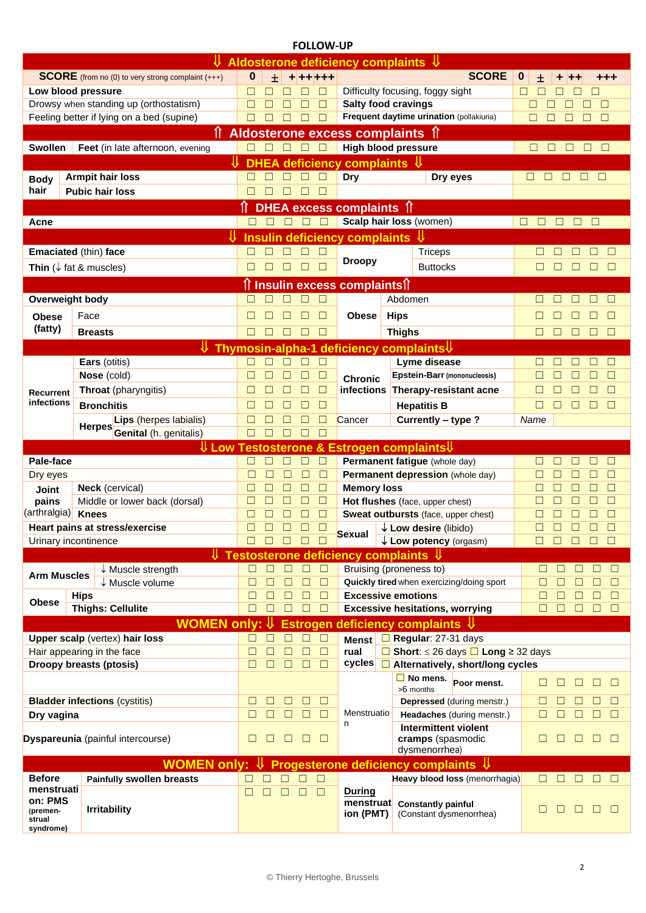## FOLLOW-UP

| ⇓ Aldosterone deficiency complaints ⇓ | | 0 | ± | + | ++ | +++ | | 0 | ± | + | ++ | +++ |
|---|---|---|---|---|---|---|---|---|---|---|---|---|
| **SCORE** (from no (0) to very strong complaint (+++)) | | **0** | **±** | **+** | **++** | **+++** | **SCORE** | **0** | **±** | **+** | **++** | **+++** |
| **Low blood pressure** | | ☐ | ☐ | ☐ | ☐ | ☐ | Difficulty focusing, foggy sight | ☐ | ☐ | ☐ | ☐ | ☐ |
| Drowsy when standing up (orthostatism) | | ☐ | ☐ | ☐ | ☐ | ☐ | **Salty food cravings** | ☐ | ☐ | ☐ | ☐ | ☐ |
| Feeling better if lying on a bed (supine) | | ☐ | ☐ | ☐ | ☐ | ☐ | **Frequent daytime urination** (pollakiuria) | ☐ | ☐ | ☐ | ☐ | ☐ |
| **⇑ Aldosterone excess complaints ⇑** | | | | | | | | | | | | |
| **Swollen** | **Feet** (in late afternoon, evening | ☐ | ☐ | ☐ | ☐ | ☐ | **High blood pressure** | ☐ | ☐ | ☐ | ☐ | ☐ |
| **⇓ DHEA deficiency complaints ⇓** | | | | | | | | | | | | |
| **Body hair** | **Armpit hair loss** | ☐ | ☐ | ☐ | ☐ | ☐ | **Dry** — **Dry eyes** | ☐ | ☐ | ☐ | ☐ | ☐ |
| | **Pubic hair loss** | ☐ | ☐ | ☐ | ☐ | ☐ | | | | | | |
| **⇑ DHEA excess complaints ⇑** | | | | | | | | | | | | |
| **Acne** | | ☐ | ☐ | ☐ | ☐ | ☐ | **Scalp hair loss** (women) | ☐ | ☐ | ☐ | ☐ | ☐ |
| **⇓ Insulin deficiency complaints ⇓** | | | | | | | | | | | | |
| **Emaciated** (thin) **face** | | ☐ | ☐ | ☐ | ☐ | ☐ | **Droopy** — Triceps | ☐ | ☐ | ☐ | ☐ | ☐ |
| **Thin** (↓ fat & muscles) | | ☐ | ☐ | ☐ | ☐ | ☐ | **Droopy** — Buttocks | ☐ | ☐ | ☐ | ☐ | ☐ |
| **⇑ Insulin excess complaints ⇑** | | | | | | | | | | | | |
| **Overweight body** | | ☐ | ☐ | ☐ | ☐ | ☐ | **Obese** — Abdomen | ☐ | ☐ | ☐ | ☐ | ☐ |
| **Obese** (fatty) | Face | ☐ | ☐ | ☐ | ☐ | ☐ | **Obese** — **Hips** | ☐ | ☐ | ☐ | ☐ | ☐ |
| | **Breasts** | ☐ | ☐ | ☐ | ☐ | ☐ | **Obese** — **Thighs** | ☐ | ☐ | ☐ | ☐ | ☐ |
| **⇓ Thymosin-alpha-1 deficiency complaints ⇓** | | | | | | | | | | | | |
| **Recurrent infections** | **Ears** (otitis) | ☐ | ☐ | ☐ | ☐ | ☐ | **Chronic infections** — **Lyme disease** | ☐ | ☐ | ☐ | ☐ | ☐ |
| | **Nose** (cold) | ☐ | ☐ | ☐ | ☐ | ☐ | **Chronic infections** — **Epstein-Barr** (mononucleosis) | ☐ | ☐ | ☐ | ☐ | ☐ |
| | **Throat** (pharyngitis) | ☐ | ☐ | ☐ | ☐ | ☐ | **Chronic infections** — **Therapy-resistant acne** | ☐ | ☐ | ☐ | ☐ | ☐ |
| | **Bronchitis** | ☐ | ☐ | ☐ | ☐ | ☐ | **Chronic infections** — **Hepatitis B** | ☐ | ☐ | ☐ | ☐ | ☐ |
| | **Herpes** — **Lips** (herpes labialis) | ☐ | ☐ | ☐ | ☐ | ☐ | Cancer — **Currently – type ?** | *Name* | | | | |
| | **Herpes** — **Genital** (h. genitalis) | ☐ | ☐ | ☐ | ☐ | ☐ | | | | | | |
| **⇓ Low Testosterone & Estrogen complaints ⇓** | | | | | | | | | | | | |
| **Pale-face** | | ☐ | ☐ | ☐ | ☐ | ☐ | **Permanent fatigue** (whole day) | ☐ | ☐ | ☐ | ☐ | ☐ |
| Dry eyes | | ☐ | ☐ | ☐ | ☐ | ☐ | **Permanent depression** (whole day) | ☐ | ☐ | ☐ | ☐ | ☐ |
| **Joint pains** (arthralgia) | **Neck** (cervical) | ☐ | ☐ | ☐ | ☐ | ☐ | **Memory loss** | ☐ | ☐ | ☐ | ☐ | ☐ |
| | Middle or lower back (dorsal) | ☐ | ☐ | ☐ | ☐ | ☐ | **Hot flushes** (face, upper chest) | ☐ | ☐ | ☐ | ☐ | ☐ |
| | **Knees** | ☐ | ☐ | ☐ | ☐ | ☐ | **Sweat outbursts** (face, upper chest) | ☐ | ☐ | ☐ | ☐ | ☐ |
| **Heart pains at stress/exercise** | | ☐ | ☐ | ☐ | ☐ | ☐ | **Sexual** — ↓ **Low desire** (libido) | ☐ | ☐ | ☐ | ☐ | ☐ |
| Urinary incontinence | | ☐ | ☐ | ☐ | ☐ | ☐ | **Sexual** — ↓ **Low potency** (orgasm) | ☐ | ☐ | ☐ | ☐ | ☐ |
| **⇓ Testosterone deficiency complaints ⇓** | | | | | | | | | | | | |
| **Arm Muscles** | ↓ Muscle strength | ☐ | ☐ | ☐ | ☐ | ☐ | Bruising (proneness to) | ☐ | ☐ | ☐ | ☐ | ☐ |
| | ↓ Muscle volume | ☐ | ☐ | ☐ | ☐ | ☐ | **Quickly tired** when exercizing/doing sport | ☐ | ☐ | ☐ | ☐ | ☐ |
| **Obese** | **Hips** | ☐ | ☐ | ☐ | ☐ | ☐ | **Excessive emotions** | ☐ | ☐ | ☐ | ☐ | ☐ |
| | **Thighs: Cellulite** | ☐ | ☐ | ☐ | ☐ | ☐ | **Excessive hesitations, worrying** | ☐ | ☐ | ☐ | ☐ | ☐ |
| **WOMEN only: ⇓ Estrogen deficiency complaints ⇓** | | | | | | | | | | | | |
| **Upper scalp** (vertex) **hair loss** | | ☐ | ☐ | ☐ | ☐ | ☐ | **Menstrual cycles** — ☐ **Regular**: 27-31 days | | | | | |
| Hair appearing in the face | | ☐ | ☐ | ☐ | ☐ | ☐ | ☐ **Short**: ≤ 26 days ☐ **Long** ≥ 32 days | | | | | |
| **Droopy breasts (ptosis)** | | ☐ | ☐ | ☐ | ☐ | ☐ | ☐ **Alternatively, short/long cycles** | | | | | |
| | | | | | | | Menstruation — ☐ **No mens.** >6 months — **Poor menst.** | ☐ | ☐ | ☐ | ☐ | ☐ |
| **Bladder infections** (cystitis) | | ☐ | ☐ | ☐ | ☐ | ☐ | **Depressed** (during menstr.) | ☐ | ☐ | ☐ | ☐ | ☐ |
| **Dry vagina** | | ☐ | ☐ | ☐ | ☐ | ☐ | **Headaches** (during menstr.) | ☐ | ☐ | ☐ | ☐ | ☐ |
| **Dyspareunia** (painful intercourse) | | ☐ | ☐ | ☐ | ☐ | ☐ | **Intermittent violent cramps** (spasmodic dysmenorrhea) | ☐ | ☐ | ☐ | ☐ | ☐ |
| **WOMEN only: ⇓ Progesterone deficiency complaints ⇓** | | | | | | | | | | | | |
| **Before menstruation: PMS** (premenstrual syndrome) | **Painfully swollen breasts** | ☐ | ☐ | ☐ | ☐ | ☐ | **Heavy blood loss** (menorrhagia) | ☐ | ☐ | ☐ | ☐ | ☐ |
| | **Irritability** | ☐ | ☐ | ☐ | ☐ | ☐ | **During menstruation (PMT)** — **Constantly painful** (Constant dysmenorrhea) | ☐ | ☐ | ☐ | ☐ | ☐ |

© Thierry Hertoghe, Brussels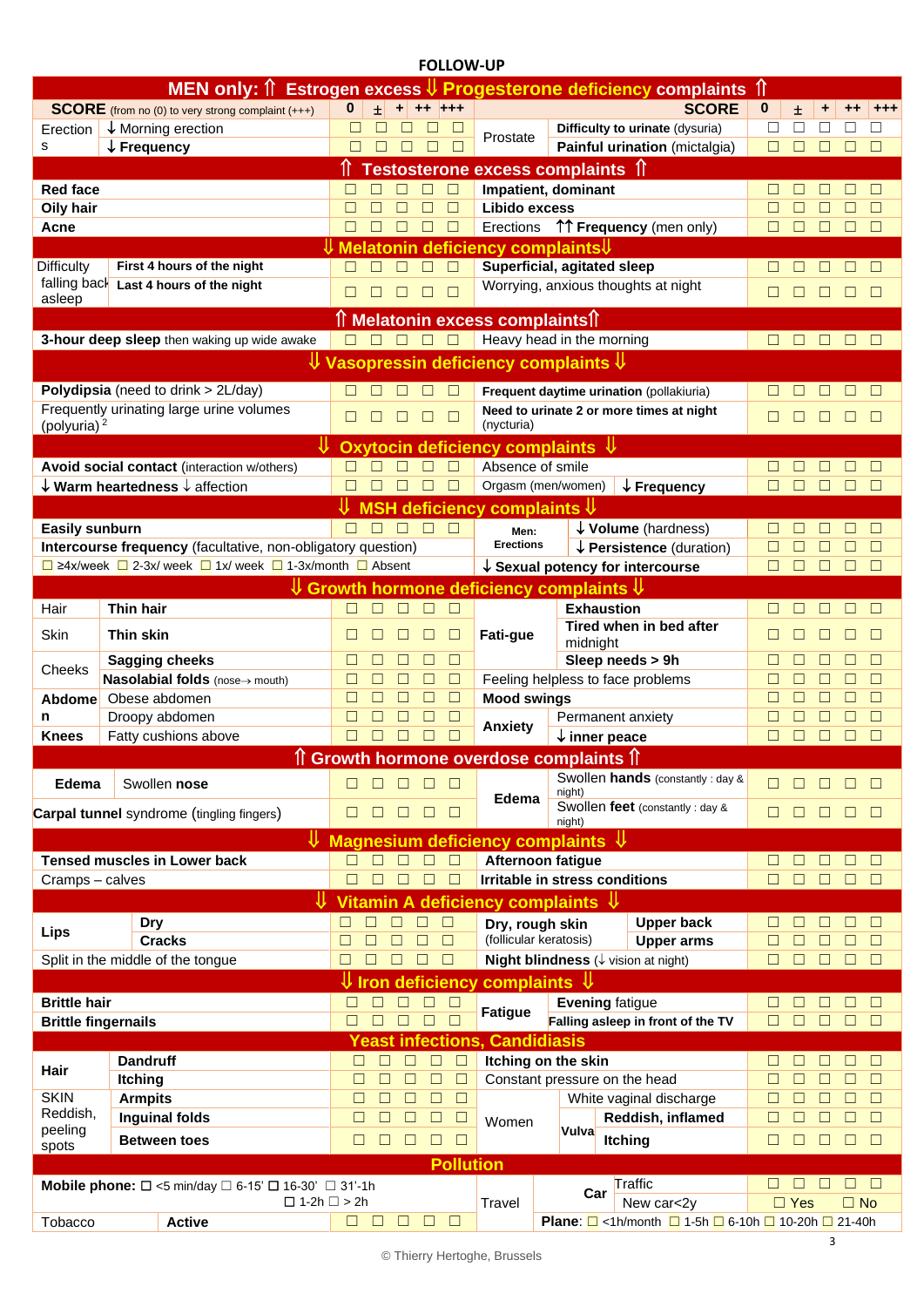**FOLLOW-UP**

## MEN only: ⇑ Estrogen excess ⇓ Progesterone deficiency complaints ⇑

| SCORE (from no (0) to very strong complaint (+++) | | 0 | ± | + | ++ | +++ | SCORE | | 0 | ± | + | ++ | +++ |
|---|---|---|---|---|---|---|---|---|---|---|---|---|---|
| Erections | ↓ Morning erection | ☐ | ☐ | ☐ | ☐ | ☐ | Prostate | **Difficulty to urinate** (dysuria) | ☐ | ☐ | ☐ | ☐ | ☐ |
| | ↓ **Frequency** | ☐ | ☐ | ☐ | ☐ | ☐ | | **Painful urination** (mictalgia) | ☐ | ☐ | ☐ | ☐ | ☐ |
| **⇑ Testosterone excess complaints ⇑** | | | | | | | | | | | | | |
| **Red face** | | ☐ | ☐ | ☐ | ☐ | ☐ | **Impatient, dominant** | | ☐ | ☐ | ☐ | ☐ | ☐ |
| **Oily hair** | | ☐ | ☐ | ☐ | ☐ | ☐ | **Libido excess** | | ☐ | ☐ | ☐ | ☐ | ☐ |
| **Acne** | | ☐ | ☐ | ☐ | ☐ | ☐ | Erections ⇈ **Frequency** (men only) | | ☐ | ☐ | ☐ | ☐ | ☐ |
| **⇓ Melatonin deficiency complaints⇓** | | | | | | | | | | | | | |
| Difficulty falling back asleep | **First 4 hours of the night** | ☐ | ☐ | ☐ | ☐ | ☐ | **Superficial, agitated sleep** | | ☐ | ☐ | ☐ | ☐ | ☐ |
| | **Last 4 hours of the night** | ☐ | ☐ | ☐ | ☐ | ☐ | Worrying, anxious thoughts at night | | ☐ | ☐ | ☐ | ☐ | ☐ |
| **⇑ Melatonin excess complaints⇑** | | | | | | | | | | | | | |
| **3-hour deep sleep** then waking up wide awake | | ☐ | ☐ | ☐ | ☐ | ☐ | Heavy head in the morning | | ☐ | ☐ | ☐ | ☐ | ☐ |
| **⇓ Vasopressin deficiency complaints ⇓** | | | | | | | | | | | | | |
| **Polydipsia** (need to drink > 2L/day) | | ☐ | ☐ | ☐ | ☐ | ☐ | **Frequent daytime urination** (pollakiuria) | | ☐ | ☐ | ☐ | ☐ | ☐ |
| Frequently urinating large urine volumes (polyuria) [2] | | ☐ | ☐ | ☐ | ☐ | ☐ | **Need to urinate 2 or more times at night** (nycturia) | | ☐ | ☐ | ☐ | ☐ | ☐ |
| **⇓ Oxytocin deficiency complaints ⇓** | | | | | | | | | | | | | |
| **Avoid social contact** (interaction w/others) | | ☐ | ☐ | ☐ | ☐ | ☐ | Absence of smile | | ☐ | ☐ | ☐ | ☐ | ☐ |
| ↓ **Warm heartedness** ↓ affection | | ☐ | ☐ | ☐ | ☐ | ☐ | Orgasm (men/women) | ↓ **Frequency** | ☐ | ☐ | ☐ | ☐ | ☐ |
| **⇓ MSH deficiency complaints ⇓** | | | | | | | | | | | | | |
| **Easily sunburn** | | ☐ | ☐ | ☐ | ☐ | ☐ | Men: Erections | ↓ **Volume** (hardness) | ☐ | ☐ | ☐ | ☐ | ☐ |
| **Intercourse frequency** (facultative, non-obligatory question) | | | | | | | | ↓ **Persistence** (duration) | ☐ | ☐ | ☐ | ☐ | ☐ |
| ☐ ≥4x/week ☐ 2-3x/ week ☐ 1x/ week ☐ 1-3x/month ☐ Absent | | | | | | | ↓ **Sexual potency for intercourse** | | ☐ | ☐ | ☐ | ☐ | ☐ |
| **⇓ Growth hormone deficiency complaints ⇓** | | | | | | | | | | | | | |
| Hair | **Thin hair** | ☐ | ☐ | ☐ | ☐ | ☐ | Fati-gue | **Exhaustion** | ☐ | ☐ | ☐ | ☐ | ☐ |
| Skin | **Thin skin** | ☐ | ☐ | ☐ | ☐ | ☐ | | **Tired when in bed after** midnight | ☐ | ☐ | ☐ | ☐ | ☐ |
| Cheeks | **Sagging cheeks** | ☐ | ☐ | ☐ | ☐ | ☐ | | **Sleep needs > 9h** | ☐ | ☐ | ☐ | ☐ | ☐ |
| | **Nasolabial folds** (nose→ mouth) | ☐ | ☐ | ☐ | ☐ | ☐ | Feeling helpless to face problems | | ☐ | ☐ | ☐ | ☐ | ☐ |
| **Abdomen** | Obese abdomen | ☐ | ☐ | ☐ | ☐ | ☐ | **Mood swings** | | ☐ | ☐ | ☐ | ☐ | ☐ |
| | Droopy abdomen | ☐ | ☐ | ☐ | ☐ | ☐ | **Anxiety** | Permanent anxiety | ☐ | ☐ | ☐ | ☐ | ☐ |
| **Knees** | Fatty cushions above | ☐ | ☐ | ☐ | ☐ | ☐ | | ↓ **inner peace** | ☐ | ☐ | ☐ | ☐ | ☐ |
| **⇑ Growth hormone overdose complaints ⇑** | | | | | | | | | | | | | |
| **Edema** | Swollen **nose** | ☐ | ☐ | ☐ | ☐ | ☐ | **Edema** | Swollen **hands** (constantly : day & night) | ☐ | ☐ | ☐ | ☐ | ☐ |
| **Carpal tunnel** syndrome (tingling fingers) | | ☐ | ☐ | ☐ | ☐ | ☐ | | Swollen **feet** (constantly : day & night) | ☐ | ☐ | ☐ | ☐ | ☐ |
| **⇓ Magnesium deficiency complaints ⇓** | | | | | | | | | | | | | |
| **Tensed muscles in Lower back** | | ☐ | ☐ | ☐ | ☐ | ☐ | **Afternoon fatigue** | | ☐ | ☐ | ☐ | ☐ | ☐ |
| Cramps – calves | | ☐ | ☐ | ☐ | ☐ | ☐ | **Irritable in stress conditions** | | ☐ | ☐ | ☐ | ☐ | ☐ |
| **⇓ Vitamin A deficiency complaints ⇓** | | | | | | | | | | | | | |
| **Lips** | **Dry** | ☐ | ☐ | ☐ | ☐ | ☐ | **Dry, rough skin** (follicular keratosis) | **Upper back** | ☐ | ☐ | ☐ | ☐ | ☐ |
| | **Cracks** | ☐ | ☐ | ☐ | ☐ | ☐ | | **Upper arms** | ☐ | ☐ | ☐ | ☐ | ☐ |
| Split in the middle of the tongue | | ☐ | ☐ | ☐ | ☐ | ☐ | **Night blindness** (↓ vision at night) | | ☐ | ☐ | ☐ | ☐ | ☐ |
| **⇓ Iron deficiency complaints ⇓** | | | | | | | | | | | | | |
| **Brittle hair** | | ☐ | ☐ | ☐ | ☐ | ☐ | **Fatigue** | **Evening** fatigue | ☐ | ☐ | ☐ | ☐ | ☐ |
| **Brittle fingernails** | | ☐ | ☐ | ☐ | ☐ | ☐ | | **Falling asleep in front of the TV** | ☐ | ☐ | ☐ | ☐ | ☐ |
| **Yeast infections, Candidiasis** | | | | | | | | | | | | | |
| **Hair** | **Dandruff** | ☐ | ☐ | ☐ | ☐ | ☐ | **Itching on the skin** | | ☐ | ☐ | ☐ | ☐ | ☐ |
| | **Itching** | ☐ | ☐ | ☐ | ☐ | ☐ | Constant pressure on the head | | ☐ | ☐ | ☐ | ☐ | ☐ |
| SKIN Reddish, peeling spots | **Armpits** | ☐ | ☐ | ☐ | ☐ | ☐ | Women | White vaginal discharge | ☐ | ☐ | ☐ | ☐ | ☐ |
| | **Inguinal folds** | ☐ | ☐ | ☐ | ☐ | ☐ | | Vulva: **Reddish, inflamed** | ☐ | ☐ | ☐ | ☐ | ☐ |
| | **Between toes** | ☐ | ☐ | ☐ | ☐ | ☐ | | Vulva: **Itching** | ☐ | ☐ | ☐ | ☐ | ☐ |
| **Pollution** | | | | | | | | | | | | | |
| **Mobile phone:** ☐ <5 min/day ☐ 6-15' ☐ 16-30' ☐ 31'-1h ☐ 1-2h ☐ > 2h | | | | | | | Travel | **Car**: Traffic | ☐ | ☐ | ☐ | ☐ | ☐ |
| | | | | | | | | **Car**: New car<2y | ☐ Yes | | | ☐ No | |
| Tobacco | **Active** | ☐ | ☐ | ☐ | ☐ | ☐ | | **Plane**: ☐ <1h/month ☐ 1-5h ☐ 6-10h ☐ 10-20h ☐ 21-40h | | | | | |

© Thierry Hertoghe, Brussels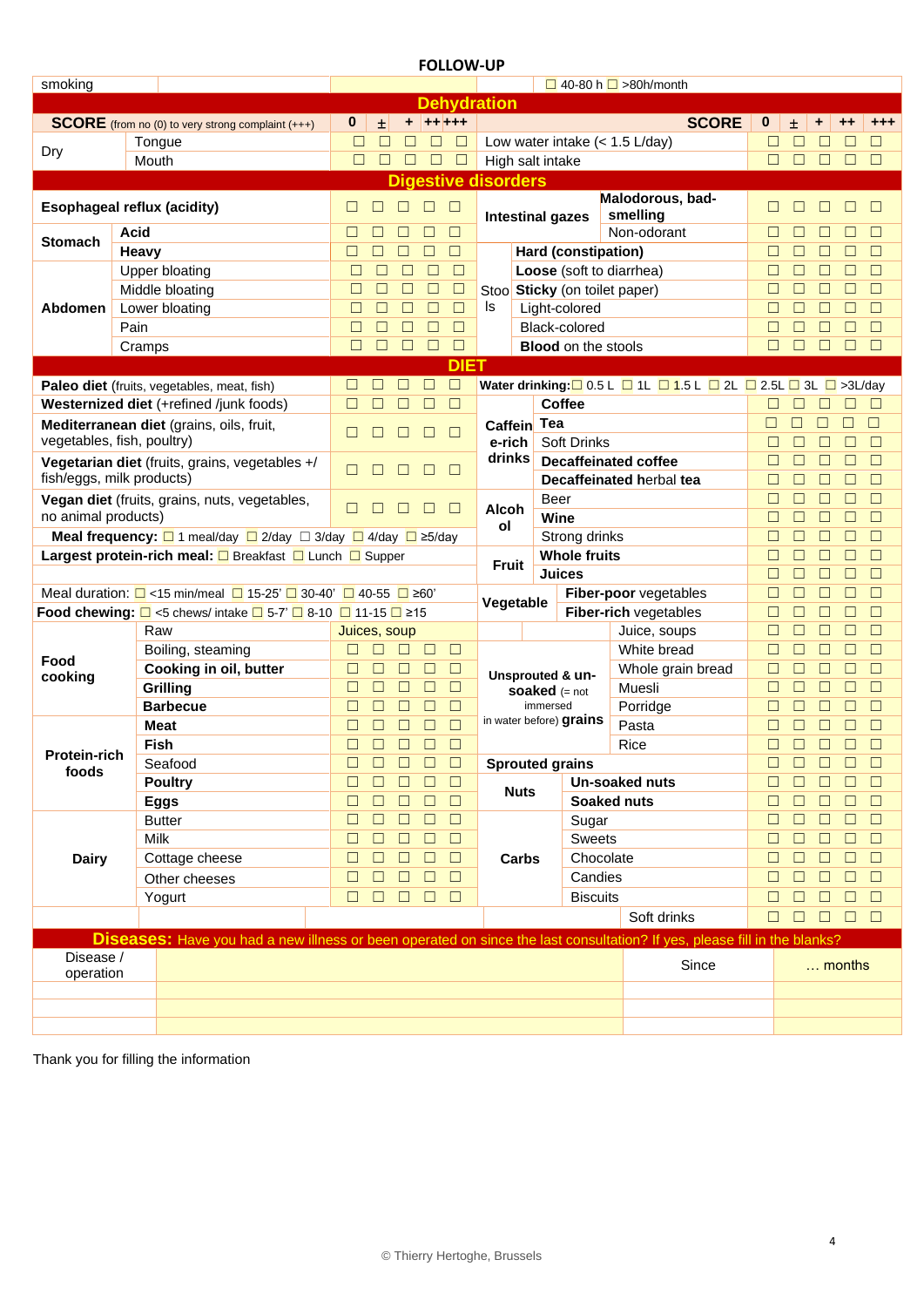## FOLLOW-UP

| | | | |
|---|---|---|---|
| smoking | | | ☐ 40-80 h ☐ >80h/month |

### Dehydration

| SCORE (from no (0) to very strong complaint (+++) | | 0 | ± | + | ++ | +++ | SCORE | 0 | ± | + | ++ | +++ |
|---|---|---|---|---|---|---|---|---|---|---|---|---|
| Dry | Tongue | ☐ | ☐ | ☐ | ☐ | ☐ | Low water intake (< 1.5 L/day) | ☐ | ☐ | ☐ | ☐ | ☐ |
| | Mouth | ☐ | ☐ | ☐ | ☐ | ☐ | High salt intake | ☐ | ☐ | ☐ | ☐ | ☐ |

### Digestive disorders

| | | | | | | | | | | | | | |
|---|---|---|---|---|---|---|---|---|---|---|---|---|---|
| **Esophageal reflux (acidity)** | | ☐ | ☐ | ☐ | ☐ | ☐ | **Intestinal gazes** | **Malodorous, bad-smelling** | ☐ | ☐ | ☐ | ☐ | ☐ |
| **Stomach** | **Acid** | ☐ | ☐ | ☐ | ☐ | ☐ | | Non-odorant | ☐ | ☐ | ☐ | ☐ | ☐ |
| | **Heavy** | ☐ | ☐ | ☐ | ☐ | ☐ | Stools | **Hard (constipation)** | ☐ | ☐ | ☐ | ☐ | ☐ |
| **Abdomen** | Upper bloating | ☐ | ☐ | ☐ | ☐ | ☐ | | **Loose** (soft to diarrhea) | ☐ | ☐ | ☐ | ☐ | ☐ |
| | Middle bloating | ☐ | ☐ | ☐ | ☐ | ☐ | | **Sticky** (on toilet paper) | ☐ | ☐ | ☐ | ☐ | ☐ |
| | Lower bloating | ☐ | ☐ | ☐ | ☐ | ☐ | | Light-colored | ☐ | ☐ | ☐ | ☐ | ☐ |
| | Pain | ☐ | ☐ | ☐ | ☐ | ☐ | | Black-colored | ☐ | ☐ | ☐ | ☐ | ☐ |
| | Cramps | ☐ | ☐ | ☐ | ☐ | ☐ | | **Blood** on the stools | ☐ | ☐ | ☐ | ☐ | ☐ |

### DIET

| | | | | | | | | | | | | | |
|---|---|---|---|---|---|---|---|---|---|---|---|---|---|
| **Paleo diet** (fruits, vegetables, meat, fish) | | ☐ | ☐ | ☐ | ☐ | ☐ | **Water drinking:** ☐ 0.5 L ☐ 1L ☐ 1.5 L ☐ 2L ☐ 2.5L ☐ 3L ☐ >3L/day | | | | | | |
| **Westernized diet** (+refined /junk foods) | | ☐ | ☐ | ☐ | ☐ | ☐ | **Caffeine-rich drinks** | **Coffee** | ☐ | ☐ | ☐ | ☐ | ☐ |
| **Mediterranean diet** (grains, oils, fruit, vegetables, fish, poultry) | | ☐ | ☐ | ☐ | ☐ | ☐ | | **Tea** | ☐ | ☐ | ☐ | ☐ | ☐ |
| | | | | | | | | Soft Drinks | ☐ | ☐ | ☐ | ☐ | ☐ |
| **Vegetarian diet** (fruits, grains, vegetables +/ fish/eggs, milk products) | | ☐ | ☐ | ☐ | ☐ | ☐ | | **Decaffeinated coffee** | ☐ | ☐ | ☐ | ☐ | ☐ |
| | | | | | | | | **Decaffeinated** herbal **tea** | ☐ | ☐ | ☐ | ☐ | ☐ |
| **Vegan diet** (fruits, grains, nuts, vegetables, no animal products) | | ☐ | ☐ | ☐ | ☐ | ☐ | **Alcohol** | Beer | ☐ | ☐ | ☐ | ☐ | ☐ |
| | | | | | | | | **Wine** | ☐ | ☐ | ☐ | ☐ | ☐ |
| **Meal frequency:** ☐ 1 meal/day ☐ 2/day ☐ 3/day ☐ 4/day ☐ ≥5/day | | | | | | | | Strong drinks | ☐ | ☐ | ☐ | ☐ | ☐ |
| **Largest protein-rich meal:** ☐ Breakfast ☐ Lunch ☐ Supper | | | | | | | **Fruit** | **Whole fruits** | ☐ | ☐ | ☐ | ☐ | ☐ |
| | | | | | | | | **Juices** | ☐ | ☐ | ☐ | ☐ | ☐ |
| Meal duration: ☐ <15 min/meal ☐ 15-25' ☐ 30-40' ☐ 40-55 ☐ ≥60' | | | | | | | **Vegetable** | **Fiber-poor** vegetables | ☐ | ☐ | ☐ | ☐ | ☐ |
| **Food chewing:** ☐ <5 chews/ intake ☐ 5-7' ☐ 8-10 ☐ 11-15 ☐ ≥15 | | | | | | | | **Fiber-rich** vegetables | ☐ | ☐ | ☐ | ☐ | ☐ |
| **Food cooking** | Raw | Juices, soup | | | | | | Juice, soups | ☐ | ☐ | ☐ | ☐ | ☐ |
| | Boiling, steaming | ☐ | ☐ | ☐ | ☐ | ☐ | **Unsprouted & un-soaked** (= not immersed in water before) **grains** | White bread | ☐ | ☐ | ☐ | ☐ | ☐ |
| | **Cooking in oil, butter** | ☐ | ☐ | ☐ | ☐ | ☐ | | Whole grain bread | ☐ | ☐ | ☐ | ☐ | ☐ |
| | **Grilling** | ☐ | ☐ | ☐ | ☐ | ☐ | | Muesli | ☐ | ☐ | ☐ | ☐ | ☐ |
| | **Barbecue** | ☐ | ☐ | ☐ | ☐ | ☐ | | Porridge | ☐ | ☐ | ☐ | ☐ | ☐ |
| **Protein-rich foods** | **Meat** | ☐ | ☐ | ☐ | ☐ | ☐ | | Pasta | ☐ | ☐ | ☐ | ☐ | ☐ |
| | **Fish** | ☐ | ☐ | ☐ | ☐ | ☐ | | Rice | ☐ | ☐ | ☐ | ☐ | ☐ |
| | Seafood | ☐ | ☐ | ☐ | ☐ | ☐ | **Sprouted grains** | | ☐ | ☐ | ☐ | ☐ | ☐ |
| | **Poultry** | ☐ | ☐ | ☐ | ☐ | ☐ | **Nuts** | **Un-soaked nuts** | ☐ | ☐ | ☐ | ☐ | ☐ |
| | **Eggs** | ☐ | ☐ | ☐ | ☐ | ☐ | | **Soaked nuts** | ☐ | ☐ | ☐ | ☐ | ☐ |
| **Dairy** | Butter | ☐ | ☐ | ☐ | ☐ | ☐ | **Carbs** | Sugar | ☐ | ☐ | ☐ | ☐ | ☐ |
| | Milk | ☐ | ☐ | ☐ | ☐ | ☐ | | Sweets | ☐ | ☐ | ☐ | ☐ | ☐ |
| | Cottage cheese | ☐ | ☐ | ☐ | ☐ | ☐ | | Chocolate | ☐ | ☐ | ☐ | ☐ | ☐ |
| | Other cheeses | ☐ | ☐ | ☐ | ☐ | ☐ | | Candies | ☐ | ☐ | ☐ | ☐ | ☐ |
| | Yogurt | ☐ | ☐ | ☐ | ☐ | ☐ | | Biscuits | ☐ | ☐ | ☐ | ☐ | ☐ |
| | | | | | | | | Soft drinks | ☐ | ☐ | ☐ | ☐ | ☐ |

### Diseases: Have you had a new illness or been operated on since the last consultation? If yes, please fill in the blanks?

| Disease / operation | | Since | … months |
|---|---|---|---|
| | | | |
| | | | |
| | | | |

Thank you for filling the information

© Thierry Hertoghe, Brussels